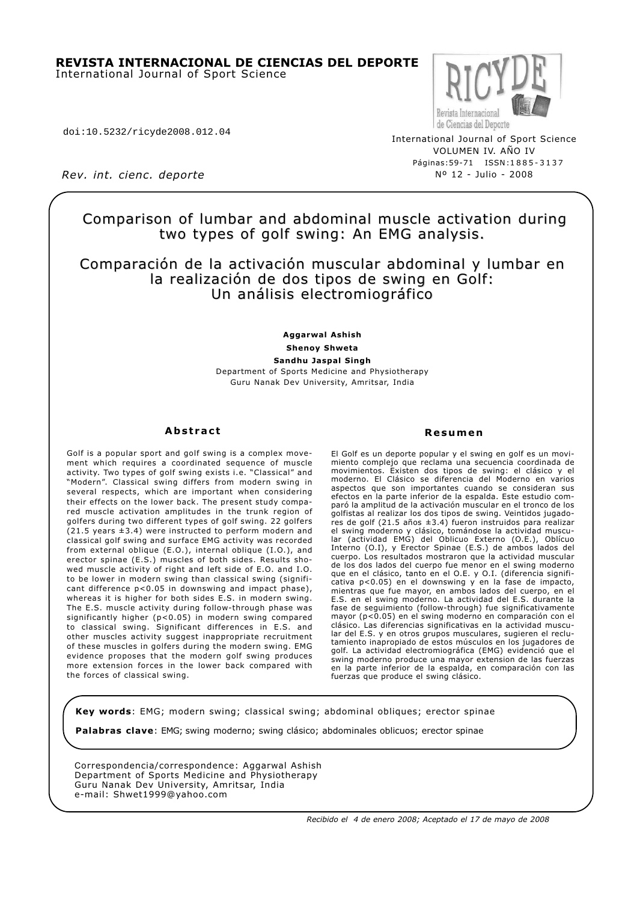**REVISTA INTERNACIONAL DE CIENCIAS DEL DEPORTE**
International Journal of Sport Science

doi:10.5232/ricyde2008.012.04

*Rev. int. cienc. deporte*

International Journal of Sport Science
VOLUMEN IV. AÑO IV
Páginas:59-71 ISSN:1885-3137
Nº 12 - Julio - 2008

# Comparison of lumbar and abdominal muscle activation during two types of golf swing: An EMG analysis.

# Comparación de la activación muscular abdominal y lumbar en la realización de dos tipos de swing en Golf: Un análisis electromiográfico

**Aggarwal Ashish**
**Shenoy Shweta**
**Sandhu Jaspal Singh**
Department of Sports Medicine and Physiotherapy
Guru Nanak Dev University, Amritsar, India

## Abstract

Golf is a popular sport and golf swing is a complex movement which requires a coordinated sequence of muscle activity. Two types of golf swing exists i.e. "Classical" and "Modern". Classical swing differs from modern swing in several respects, which are important when considering their effects on the lower back. The present study compared muscle activation amplitudes in the trunk region of golfers during two different types of golf swing. 22 golfers (21.5 years ±3.4) were instructed to perform modern and classical golf swing and surface EMG activity was recorded from external oblique (E.O.), internal oblique (I.O.), and erector spinae (E.S.) muscles of both sides. Results showed muscle activity of right and left side of E.O. and I.O. to be lower in modern swing than classical swing (significant difference $p<0.05$ in downswing and impact phase), whereas it is higher for both sides E.S. in modern swing. The E.S. muscle activity during follow-through phase was significantly higher ($p<0.05$) in modern swing compared to classical swing. Significant differences in E.S. and other muscles activity suggest inappropriate recruitment of these muscles in golfers during the modern swing. EMG evidence proposes that the modern golf swing produces more extension forces in the lower back compared with the forces of classical swing.

## Resumen

El Golf es un deporte popular y el swing en golf es un movimiento complejo que reclama una secuencia coordinada de movimientos. Existen dos tipos de swing: el clásico y el moderno. El Clásico se diferencia del Moderno en varios aspectos que son importantes cuando se consideran sus efectos en la parte inferior de la espalda. Este estudio comparó la amplitud de la activación muscular en el tronco de los golfistas al realizar los dos tipos de swing. Veintidos jugadores de golf (21.5 años ±3.4) fueron instruidos para realizar el swing moderno y clásico, tomándose la actividad muscular (actividad EMG) del Oblicuo Externo (O.E.), Oblícuo Interno (O.I), y Erector Spinae (E.S.) de ambos lados del cuerpo. Los resultados mostraron que la actividad muscular de los dos lados del cuerpo fue menor en el swing moderno que en el clásico, tanto en el O.E. y O.I. (diferencia significativa $p<0.05$) en el downswing y en la fase de impacto, mientras que fue mayor, en ambos lados del cuerpo, en el E.S. en el swing moderno. La actividad del E.S. durante la fase de seguimiento (follow-through) fue significativamente mayor ($p<0.05$) en el swing moderno en comparación con el clásico. Las diferencias significativas en la actividad muscular del E.S. y en otros grupos musculares, sugieren el reclutamiento inapropiado de estos músculos en los jugadores de golf. La actividad electromiográfica (EMG) evidenció que el swing moderno produce una mayor extension de las fuerzas en la parte inferior de la espalda, en comparación con las fuerzas que produce el swing clásico.

**Key words**: EMG; modern swing; classical swing; abdominal obliques; erector spinae

**Palabras clave**: EMG; swing moderno; swing clásico; abdominales oblicuos; erector spinae

Correspondencia/correspondence: Aggarwal Ashish
Department of Sports Medicine and Physiotherapy
Guru Nanak Dev University, Amritsar, India
e-mail: Shwet1999@yahoo.com

*Recibido el 4 de enero 2008; Aceptado el 17 de mayo de 2008*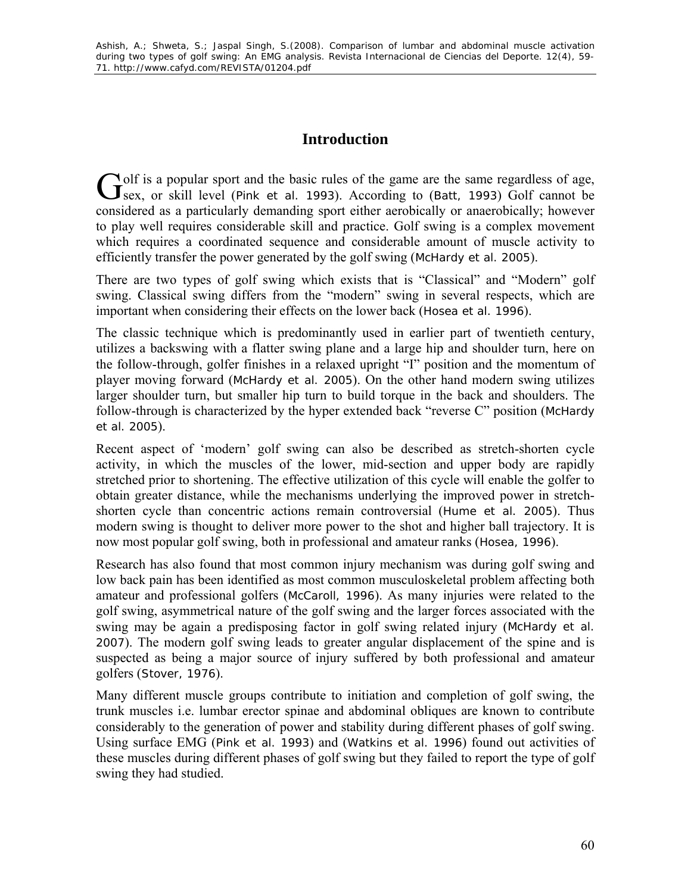## Introduction

Golf is a popular sport and the basic rules of the game are the same regardless of age, sex, or skill level (Pink et al. 1993). According to (Batt, 1993) Golf cannot be considered as a particularly demanding sport either aerobically or anaerobically; however to play well requires considerable skill and practice. Golf swing is a complex movement which requires a coordinated sequence and considerable amount of muscle activity to efficiently transfer the power generated by the golf swing (McHardy et al. 2005).

There are two types of golf swing which exists that is "Classical" and "Modern" golf swing. Classical swing differs from the "modern" swing in several respects, which are important when considering their effects on the lower back (Hosea et al. 1996).

The classic technique which is predominantly used in earlier part of twentieth century, utilizes a backswing with a flatter swing plane and a large hip and shoulder turn, here on the follow-through, golfer finishes in a relaxed upright "I" position and the momentum of player moving forward (McHardy et al. 2005). On the other hand modern swing utilizes larger shoulder turn, but smaller hip turn to build torque in the back and shoulders. The follow-through is characterized by the hyper extended back "reverse C" position (McHardy et al. 2005).

Recent aspect of 'modern' golf swing can also be described as stretch-shorten cycle activity, in which the muscles of the lower, mid-section and upper body are rapidly stretched prior to shortening. The effective utilization of this cycle will enable the golfer to obtain greater distance, while the mechanisms underlying the improved power in stretch-shorten cycle than concentric actions remain controversial (Hume et al. 2005). Thus modern swing is thought to deliver more power to the shot and higher ball trajectory. It is now most popular golf swing, both in professional and amateur ranks (Hosea, 1996).

Research has also found that most common injury mechanism was during golf swing and low back pain has been identified as most common musculoskeletal problem affecting both amateur and professional golfers (McCaroll, 1996). As many injuries were related to the golf swing, asymmetrical nature of the golf swing and the larger forces associated with the swing may be again a predisposing factor in golf swing related injury (McHardy et al. 2007). The modern golf swing leads to greater angular displacement of the spine and is suspected as being a major source of injury suffered by both professional and amateur golfers (Stover, 1976).

Many different muscle groups contribute to initiation and completion of golf swing, the trunk muscles i.e. lumbar erector spinae and abdominal obliques are known to contribute considerably to the generation of power and stability during different phases of golf swing. Using surface EMG (Pink et al. 1993) and (Watkins et al. 1996) found out activities of these muscles during different phases of golf swing but they failed to report the type of golf swing they had studied.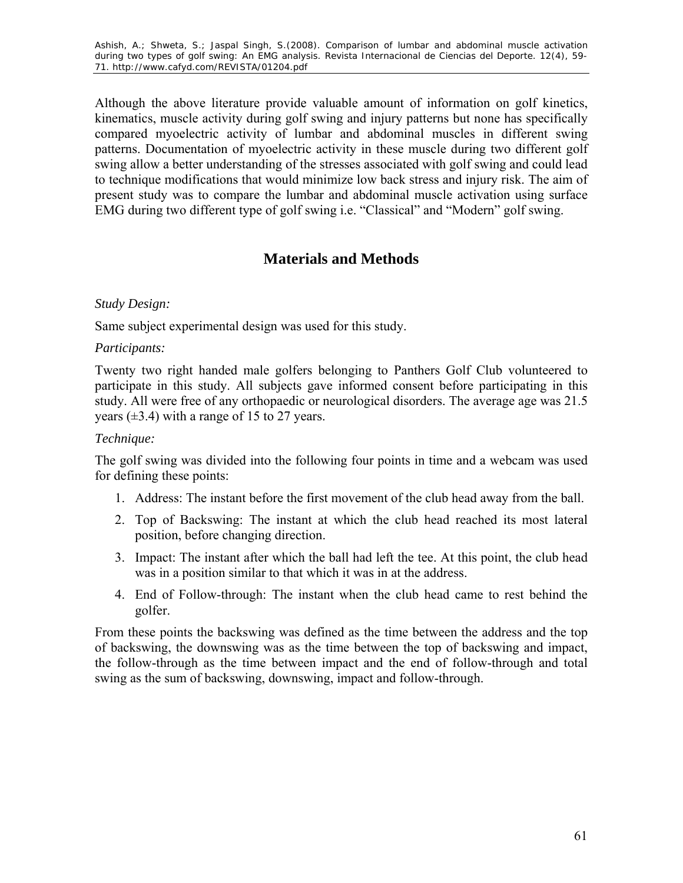Although the above literature provide valuable amount of information on golf kinetics, kinematics, muscle activity during golf swing and injury patterns but none has specifically compared myoelectric activity of lumbar and abdominal muscles in different swing patterns. Documentation of myoelectric activity in these muscle during two different golf swing allow a better understanding of the stresses associated with golf swing and could lead to technique modifications that would minimize low back stress and injury risk. The aim of present study was to compare the lumbar and abdominal muscle activation using surface EMG during two different type of golf swing i.e. "Classical" and "Modern" golf swing.

## Materials and Methods

*Study Design:*

Same subject experimental design was used for this study.

*Participants:*

Twenty two right handed male golfers belonging to Panthers Golf Club volunteered to participate in this study. All subjects gave informed consent before participating in this study. All were free of any orthopaedic or neurological disorders. The average age was 21.5 years (±3.4) with a range of 15 to 27 years.

*Technique:*

The golf swing was divided into the following four points in time and a webcam was used for defining these points:

1. Address: The instant before the first movement of the club head away from the ball.
2. Top of Backswing: The instant at which the club head reached its most lateral position, before changing direction.
3. Impact: The instant after which the ball had left the tee. At this point, the club head was in a position similar to that which it was in at the address.
4. End of Follow-through: The instant when the club head came to rest behind the golfer.

From these points the backswing was defined as the time between the address and the top of backswing, the downswing was as the time between the top of backswing and impact, the follow-through as the time between impact and the end of follow-through and total swing as the sum of backswing, downswing, impact and follow-through.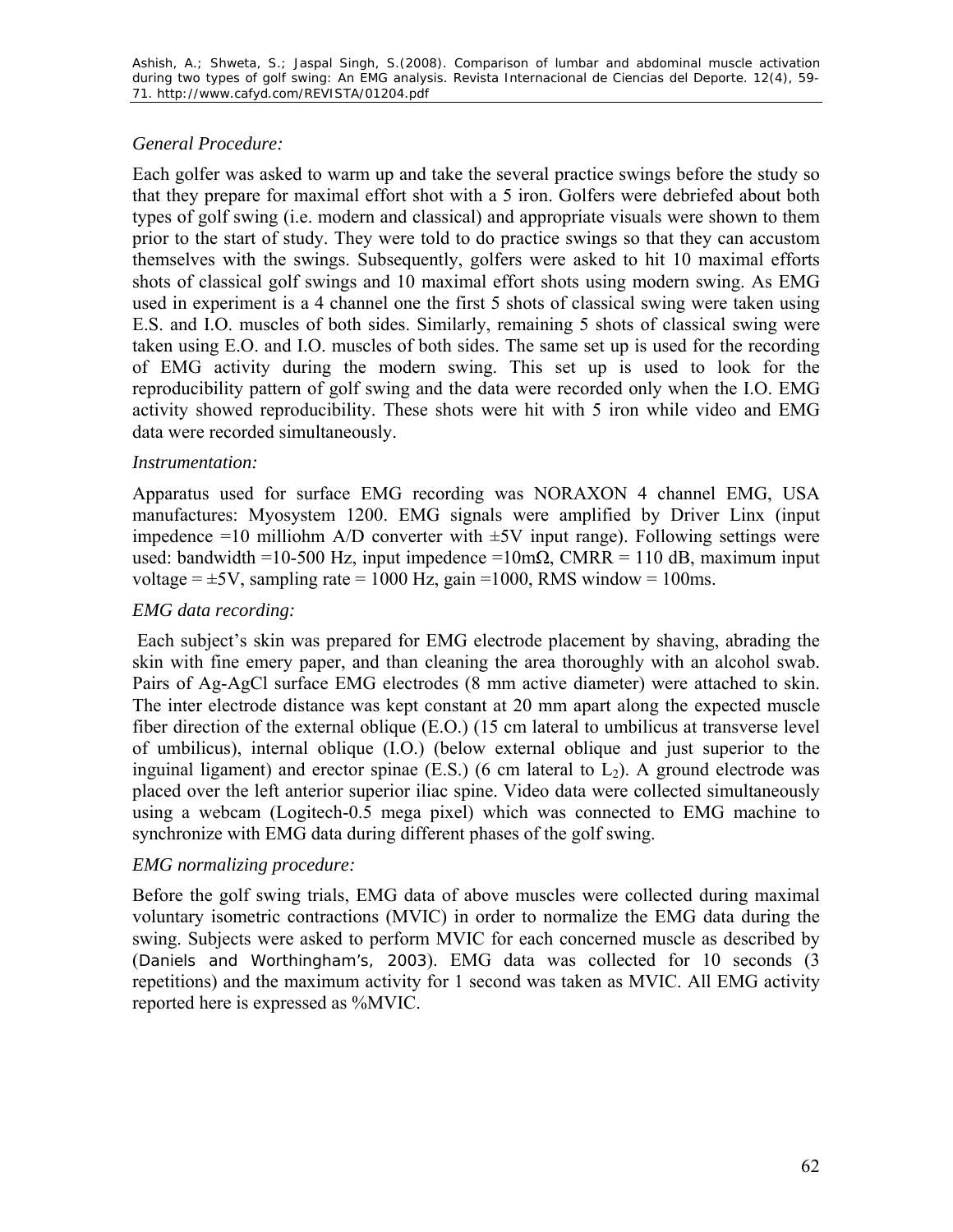*General Procedure:*

Each golfer was asked to warm up and take the several practice swings before the study so that they prepare for maximal effort shot with a 5 iron. Golfers were debriefed about both types of golf swing (i.e. modern and classical) and appropriate visuals were shown to them prior to the start of study. They were told to do practice swings so that they can accustom themselves with the swings. Subsequently, golfers were asked to hit 10 maximal efforts shots of classical golf swings and 10 maximal effort shots using modern swing. As EMG used in experiment is a 4 channel one the first 5 shots of classical swing were taken using E.S. and I.O. muscles of both sides. Similarly, remaining 5 shots of classical swing were taken using E.O. and I.O. muscles of both sides. The same set up is used for the recording of EMG activity during the modern swing. This set up is used to look for the reproducibility pattern of golf swing and the data were recorded only when the I.O. EMG activity showed reproducibility. These shots were hit with 5 iron while video and EMG data were recorded simultaneously.

*Instrumentation:*

Apparatus used for surface EMG recording was NORAXON 4 channel EMG, USA manufactures: Myosystem 1200. EMG signals were amplified by Driver Linx (input impedence =10 milliohm A/D converter with ±5V input range). Following settings were used: bandwidth =10-500 Hz, input impedence =10mΩ, CMRR = 110 dB, maximum input voltage = ±5V, sampling rate = 1000 Hz, gain =1000, RMS window = 100ms.

*EMG data recording:*

Each subject's skin was prepared for EMG electrode placement by shaving, abrading the skin with fine emery paper, and than cleaning the area thoroughly with an alcohol swab. Pairs of Ag-AgCl surface EMG electrodes (8 mm active diameter) were attached to skin. The inter electrode distance was kept constant at 20 mm apart along the expected muscle fiber direction of the external oblique (E.O.) (15 cm lateral to umbilicus at transverse level of umbilicus), internal oblique (I.O.) (below external oblique and just superior to the inguinal ligament) and erector spinae (E.S.) (6 cm lateral to $L_2$). A ground electrode was placed over the left anterior superior iliac spine. Video data were collected simultaneously using a webcam (Logitech-0.5 mega pixel) which was connected to EMG machine to synchronize with EMG data during different phases of the golf swing.

*EMG normalizing procedure:*

Before the golf swing trials, EMG data of above muscles were collected during maximal voluntary isometric contractions (MVIC) in order to normalize the EMG data during the swing. Subjects were asked to perform MVIC for each concerned muscle as described by (Daniels and Worthingham's, 2003). EMG data was collected for 10 seconds (3 repetitions) and the maximum activity for 1 second was taken as MVIC. All EMG activity reported here is expressed as %MVIC.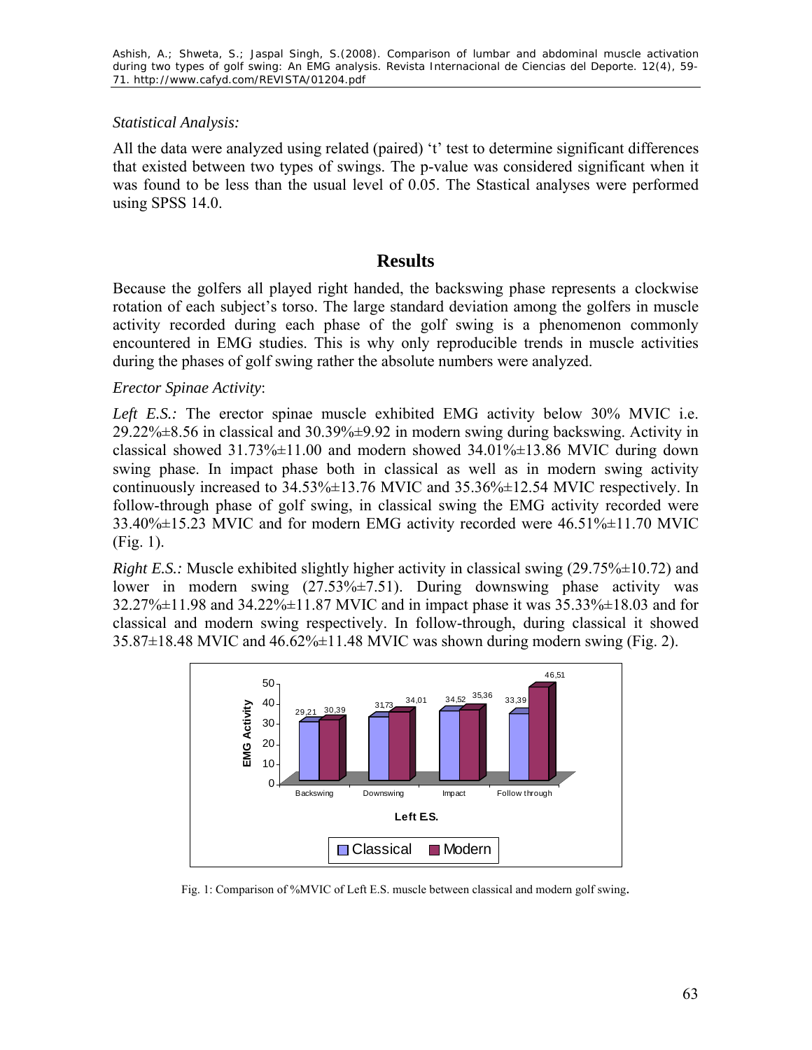*Statistical Analysis:*

All the data were analyzed using related (paired) 't' test to determine significant differences that existed between two types of swings. The p-value was considered significant when it was found to be less than the usual level of 0.05. The Stastical analyses were performed using SPSS 14.0.

## Results

Because the golfers all played right handed, the backswing phase represents a clockwise rotation of each subject's torso. The large standard deviation among the golfers in muscle activity recorded during each phase of the golf swing is a phenomenon commonly encountered in EMG studies. This is why only reproducible trends in muscle activities during the phases of golf swing rather the absolute numbers were analyzed.

*Erector Spinae Activity*:

*Left E.S.:* The erector spinae muscle exhibited EMG activity below 30% MVIC i.e. 29.22%±8.56 in classical and 30.39%±9.92 in modern swing during backswing. Activity in classical showed 31.73%±11.00 and modern showed 34.01%±13.86 MVIC during down swing phase. In impact phase both in classical as well as in modern swing activity continuously increased to 34.53%±13.76 MVIC and 35.36%±12.54 MVIC respectively. In follow-through phase of golf swing, in classical swing the EMG activity recorded were 33.40%±15.23 MVIC and for modern EMG activity recorded were 46.51%±11.70 MVIC (Fig. 1).

*Right E.S.:* Muscle exhibited slightly higher activity in classical swing (29.75%±10.72) and lower in modern swing (27.53%±7.51). During downswing phase activity was 32.27%±11.98 and 34.22%±11.87 MVIC and in impact phase it was 35.33%±18.03 and for classical and modern swing respectively. In follow-through, during classical it showed 35.87±18.48 MVIC and 46.62%±11.48 MVIC was shown during modern swing (Fig. 2).

| Phase | Classical | Modern |
|---|---|---|
| Backswing | 29,21 | 30,39 |
| Downswing | 31,73 | 34,01 |
| Impact | 34,52 | 35,36 |
| Follow through | 33,39 | 46,51 |

Fig. 1: Comparison of %MVIC of Left E.S. muscle between classical and modern golf swing.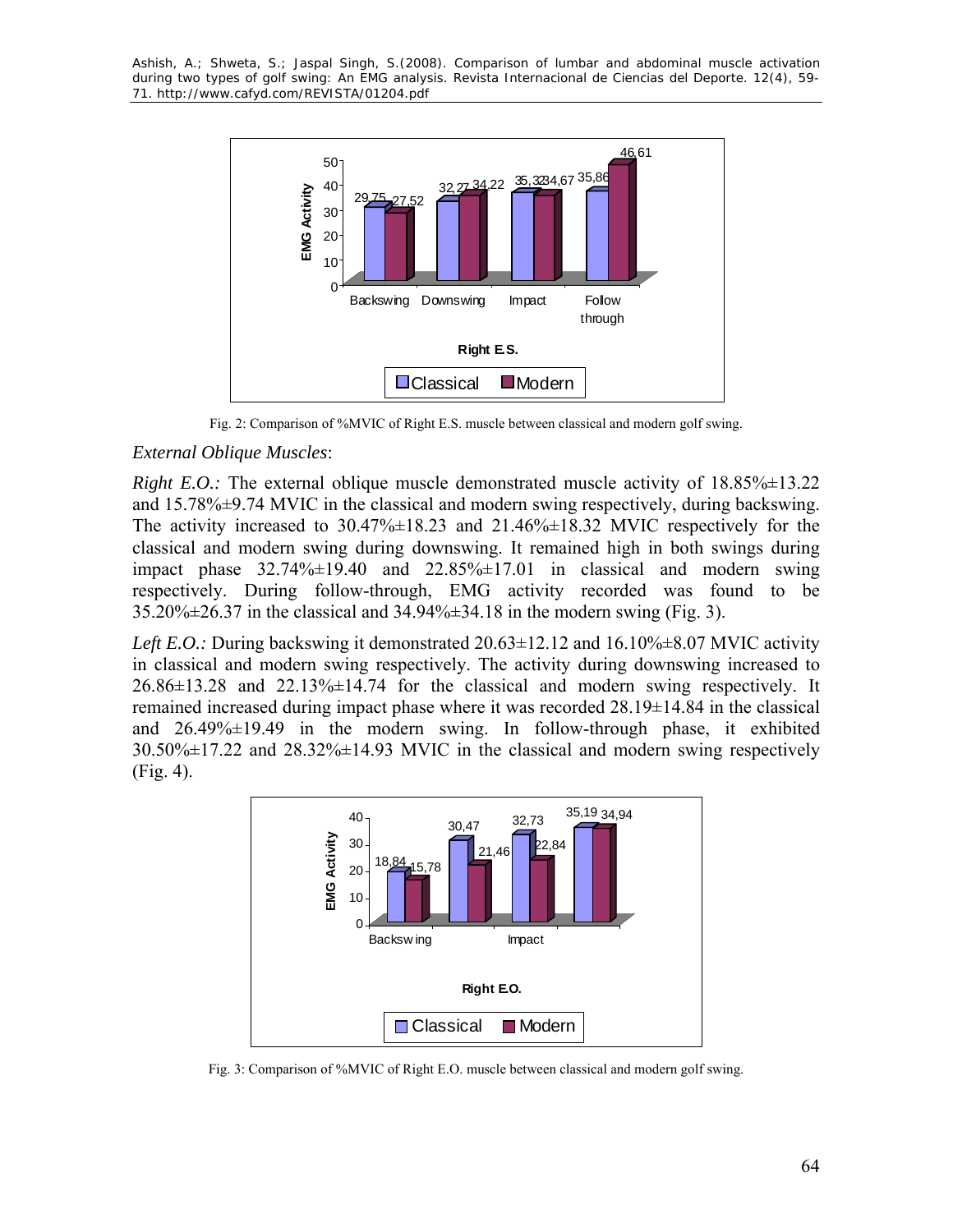Fig. 2: Comparison of %MVIC of Right E.S. muscle between classical and modern golf swing.

*External Oblique Muscles*:

*Right E.O.:* The external oblique muscle demonstrated muscle activity of 18.85%±13.22 and 15.78%±9.74 MVIC in the classical and modern swing respectively, during backswing. The activity increased to 30.47%±18.23 and 21.46%±18.32 MVIC respectively for the classical and modern swing during downswing. It remained high in both swings during impact phase 32.74%±19.40 and 22.85%±17.01 in classical and modern swing respectively. During follow-through, EMG activity recorded was found to be 35.20%±26.37 in the classical and 34.94%±34.18 in the modern swing (Fig. 3).

*Left E.O.:* During backswing it demonstrated 20.63±12.12 and 16.10%±8.07 MVIC activity in classical and modern swing respectively. The activity during downswing increased to 26.86±13.28 and 22.13%±14.74 for the classical and modern swing respectively. It remained increased during impact phase where it was recorded 28.19±14.84 in the classical and 26.49%±19.49 in the modern swing. In follow-through phase, it exhibited 30.50%±17.22 and 28.32%±14.93 MVIC in the classical and modern swing respectively (Fig. 4).

Fig. 3: Comparison of %MVIC of Right E.O. muscle between classical and modern golf swing.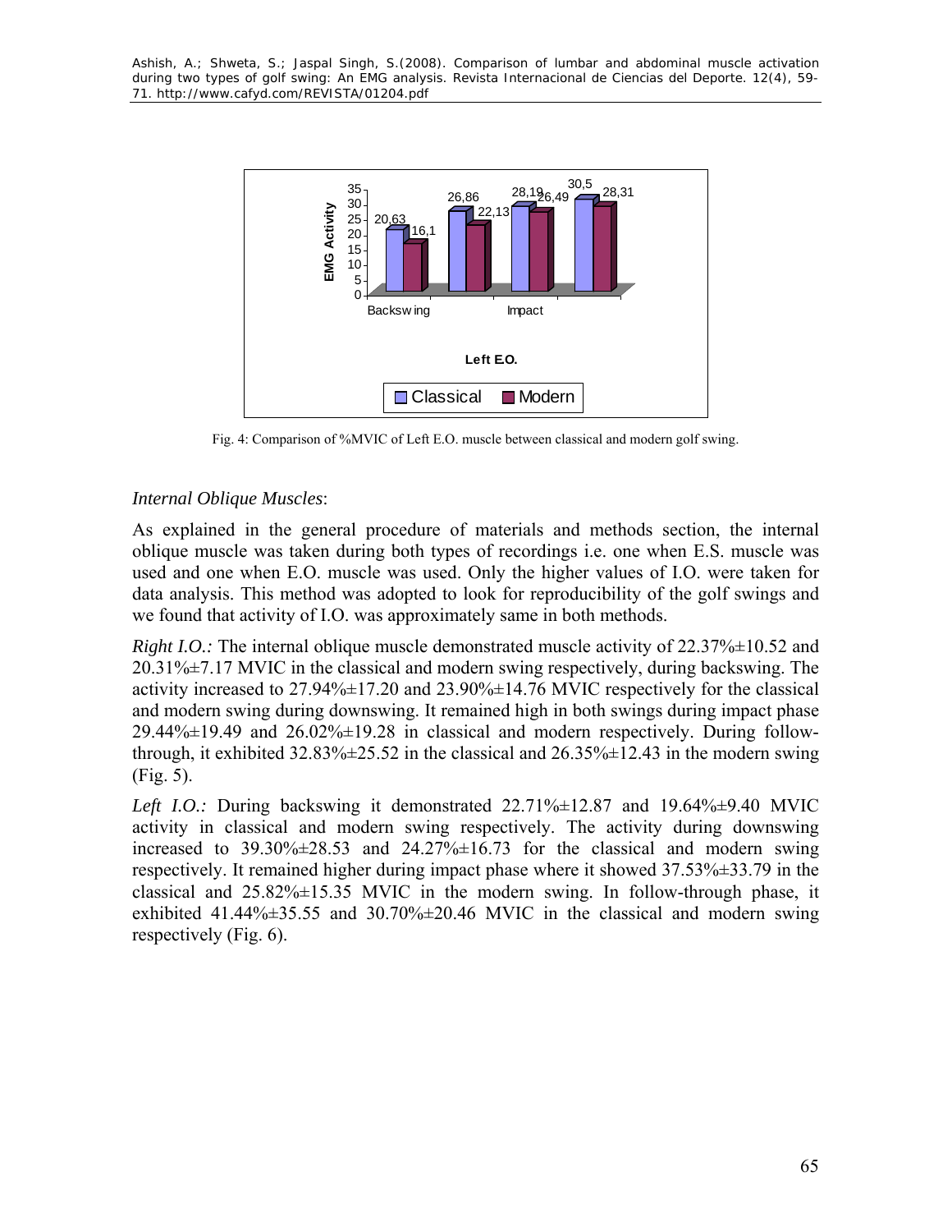Fig. 4: Comparison of %MVIC of Left E.O. muscle between classical and modern golf swing.

*Internal Oblique Muscles*:

As explained in the general procedure of materials and methods section, the internal oblique muscle was taken during both types of recordings i.e. one when E.S. muscle was used and one when E.O. muscle was used. Only the higher values of I.O. were taken for data analysis. This method was adopted to look for reproducibility of the golf swings and we found that activity of I.O. was approximately same in both methods.

*Right I.O.:* The internal oblique muscle demonstrated muscle activity of 22.37%±10.52 and 20.31%±7.17 MVIC in the classical and modern swing respectively, during backswing. The activity increased to 27.94%±17.20 and 23.90%±14.76 MVIC respectively for the classical and modern swing during downswing. It remained high in both swings during impact phase 29.44%±19.49 and 26.02%±19.28 in classical and modern respectively. During follow-through, it exhibited 32.83%±25.52 in the classical and 26.35%±12.43 in the modern swing (Fig. 5).

*Left I.O.:* During backswing it demonstrated 22.71%±12.87 and 19.64%±9.40 MVIC activity in classical and modern swing respectively. The activity during downswing increased to 39.30%±28.53 and 24.27%±16.73 for the classical and modern swing respectively. It remained higher during impact phase where it showed 37.53%±33.79 in the classical and 25.82%±15.35 MVIC in the modern swing. In follow-through phase, it exhibited 41.44%±35.55 and 30.70%±20.46 MVIC in the classical and modern swing respectively (Fig. 6).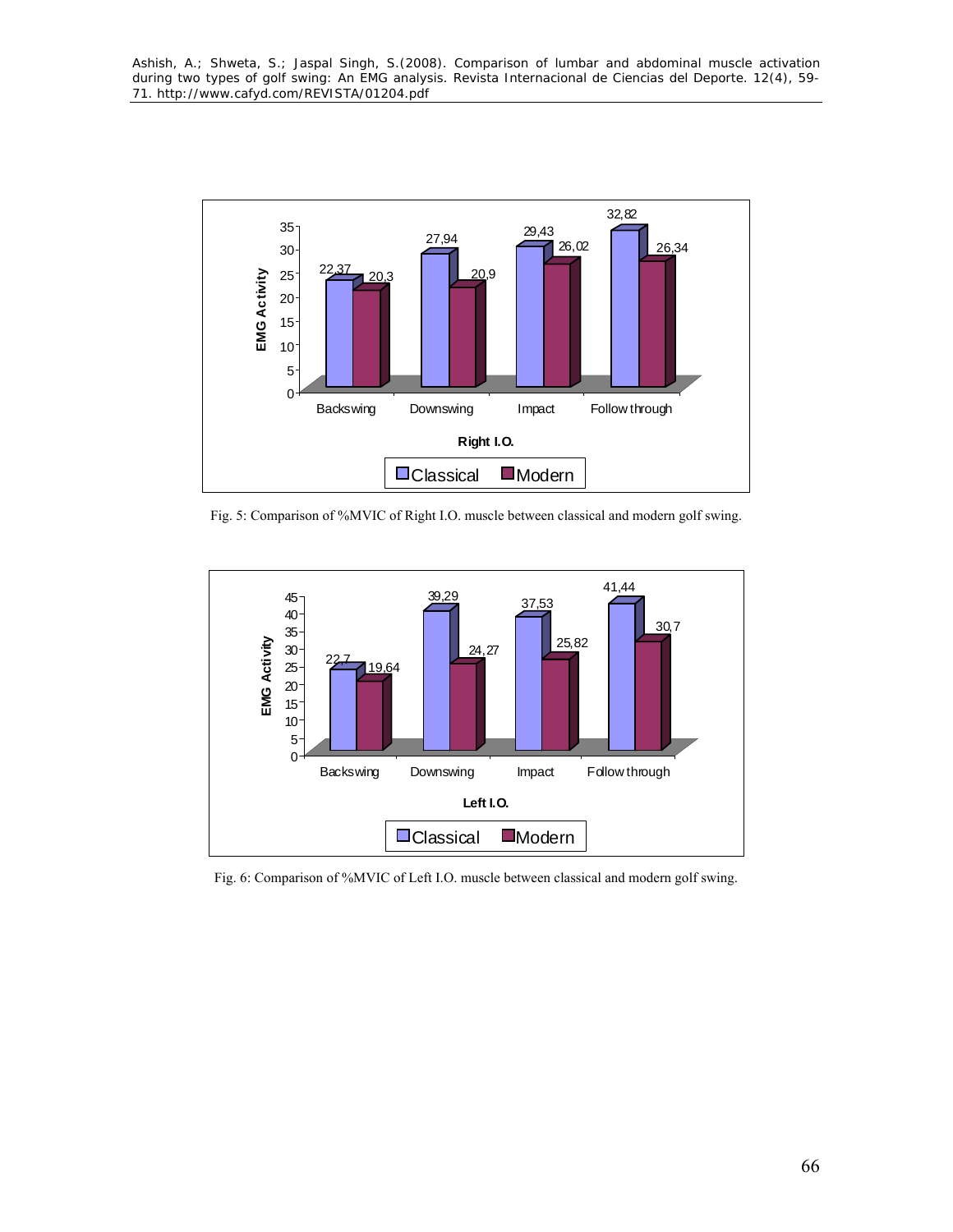| Right I.O. | Backswing | Downswing | Impact | Follow through |
|---|---|---|---|---|
| Classical | 22,37 | 27,94 | 29,43 | 32,82 |
| Modern | 20,3 | 20,9 | 26,02 | 26,34 |

Fig. 5: Comparison of %MVIC of Right I.O. muscle between classical and modern golf swing.

| Left I.O. | Backswing | Downswing | Impact | Follow through |
|---|---|---|---|---|
| Classical | 22,7 | 39,29 | 37,53 | 41,44 |
| Modern | 19,64 | 24,27 | 25,82 | 30,7 |

Fig. 6: Comparison of %MVIC of Left I.O. muscle between classical and modern golf swing.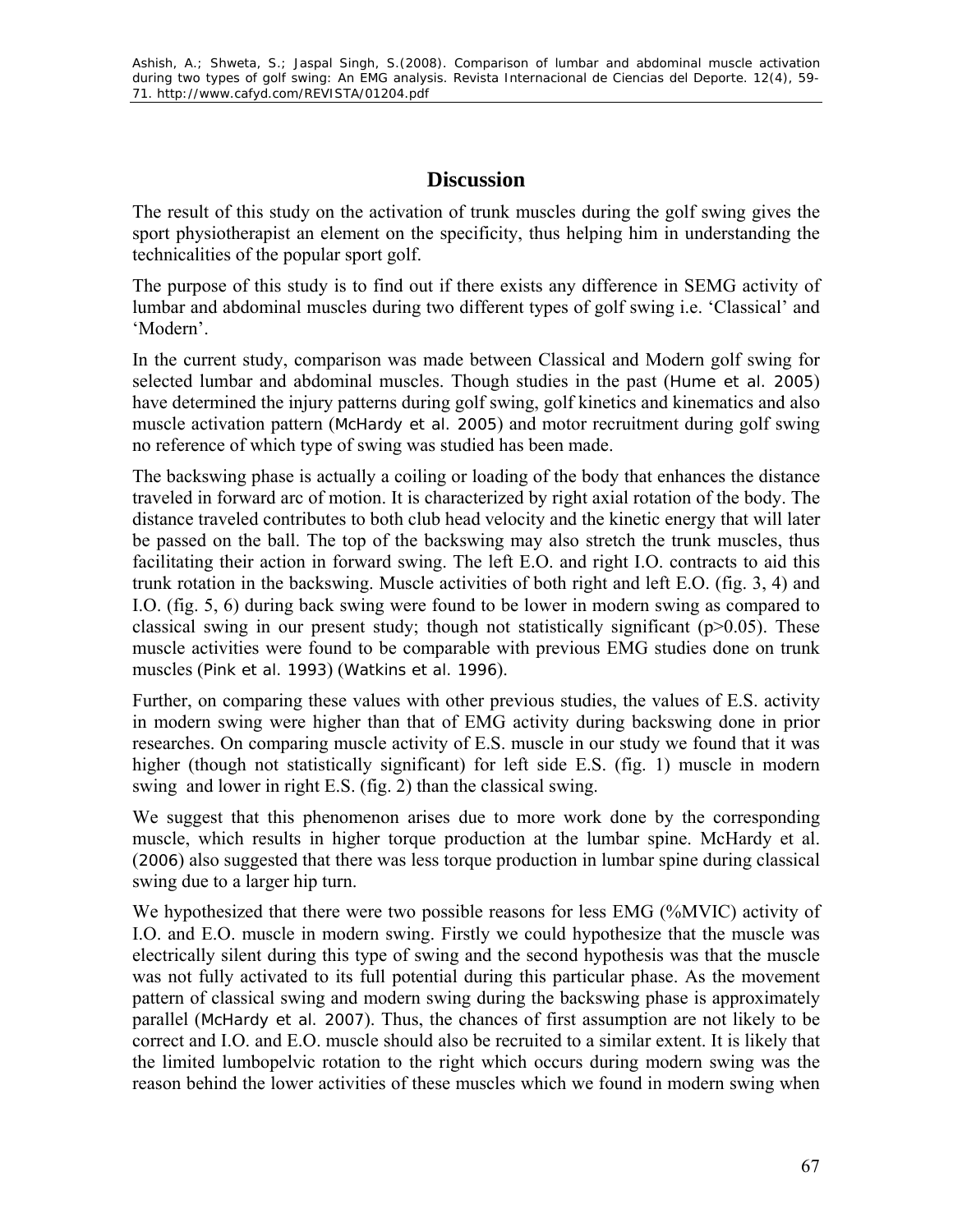## Discussion

The result of this study on the activation of trunk muscles during the golf swing gives the sport physiotherapist an element on the specificity, thus helping him in understanding the technicalities of the popular sport golf.

The purpose of this study is to find out if there exists any difference in SEMG activity of lumbar and abdominal muscles during two different types of golf swing i.e. 'Classical' and 'Modern'.

In the current study, comparison was made between Classical and Modern golf swing for selected lumbar and abdominal muscles. Though studies in the past (Hume et al. 2005) have determined the injury patterns during golf swing, golf kinetics and kinematics and also muscle activation pattern (McHardy et al. 2005) and motor recruitment during golf swing no reference of which type of swing was studied has been made.

The backswing phase is actually a coiling or loading of the body that enhances the distance traveled in forward arc of motion. It is characterized by right axial rotation of the body. The distance traveled contributes to both club head velocity and the kinetic energy that will later be passed on the ball. The top of the backswing may also stretch the trunk muscles, thus facilitating their action in forward swing. The left E.O. and right I.O. contracts to aid this trunk rotation in the backswing. Muscle activities of both right and left E.O. (fig. 3, 4) and I.O. (fig. 5, 6) during back swing were found to be lower in modern swing as compared to classical swing in our present study; though not statistically significant ($p>0.05$). These muscle activities were found to be comparable with previous EMG studies done on trunk muscles (Pink et al. 1993) (Watkins et al. 1996).

Further, on comparing these values with other previous studies, the values of E.S. activity in modern swing were higher than that of EMG activity during backswing done in prior researches. On comparing muscle activity of E.S. muscle in our study we found that it was higher (though not statistically significant) for left side E.S. (fig. 1) muscle in modern swing and lower in right E.S. (fig. 2) than the classical swing.

We suggest that this phenomenon arises due to more work done by the corresponding muscle, which results in higher torque production at the lumbar spine. McHardy et al. (2006) also suggested that there was less torque production in lumbar spine during classical swing due to a larger hip turn.

We hypothesized that there were two possible reasons for less EMG (%MVIC) activity of I.O. and E.O. muscle in modern swing. Firstly we could hypothesize that the muscle was electrically silent during this type of swing and the second hypothesis was that the muscle was not fully activated to its full potential during this particular phase. As the movement pattern of classical swing and modern swing during the backswing phase is approximately parallel (McHardy et al. 2007). Thus, the chances of first assumption are not likely to be correct and I.O. and E.O. muscle should also be recruited to a similar extent. It is likely that the limited lumbopelvic rotation to the right which occurs during modern swing was the reason behind the lower activities of these muscles which we found in modern swing when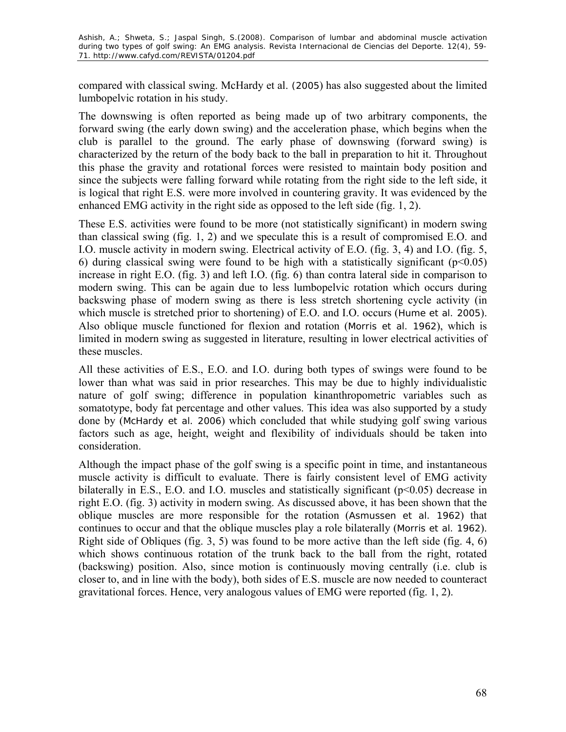compared with classical swing. McHardy et al. (2005) has also suggested about the limited lumbopelvic rotation in his study.

The downswing is often reported as being made up of two arbitrary components, the forward swing (the early down swing) and the acceleration phase, which begins when the club is parallel to the ground. The early phase of downswing (forward swing) is characterized by the return of the body back to the ball in preparation to hit it. Throughout this phase the gravity and rotational forces were resisted to maintain body position and since the subjects were falling forward while rotating from the right side to the left side, it is logical that right E.S. were more involved in countering gravity. It was evidenced by the enhanced EMG activity in the right side as opposed to the left side (fig. 1, 2).

These E.S. activities were found to be more (not statistically significant) in modern swing than classical swing (fig. 1, 2) and we speculate this is a result of compromised E.O. and I.O. muscle activity in modern swing. Electrical activity of E.O. (fig. 3, 4) and I.O. (fig. 5, 6) during classical swing were found to be high with a statistically significant ($p<0.05$) increase in right E.O. (fig. 3) and left I.O. (fig. 6) than contra lateral side in comparison to modern swing. This can be again due to less lumbopelvic rotation which occurs during backswing phase of modern swing as there is less stretch shortening cycle activity (in which muscle is stretched prior to shortening) of E.O. and I.O. occurs (Hume et al. 2005). Also oblique muscle functioned for flexion and rotation (Morris et al. 1962), which is limited in modern swing as suggested in literature, resulting in lower electrical activities of these muscles.

All these activities of E.S., E.O. and I.O. during both types of swings were found to be lower than what was said in prior researches. This may be due to highly individualistic nature of golf swing; difference in population kinanthropometric variables such as somatotype, body fat percentage and other values. This idea was also supported by a study done by (McHardy et al. 2006) which concluded that while studying golf swing various factors such as age, height, weight and flexibility of individuals should be taken into consideration.

Although the impact phase of the golf swing is a specific point in time, and instantaneous muscle activity is difficult to evaluate. There is fairly consistent level of EMG activity bilaterally in E.S., E.O. and I.O. muscles and statistically significant ($p<0.05$) decrease in right E.O. (fig. 3) activity in modern swing. As discussed above, it has been shown that the oblique muscles are more responsible for the rotation (Asmussen et al. 1962) that continues to occur and that the oblique muscles play a role bilaterally (Morris et al. 1962). Right side of Obliques (fig. 3, 5) was found to be more active than the left side (fig. 4, 6) which shows continuous rotation of the trunk back to the ball from the right, rotated (backswing) position. Also, since motion is continuously moving centrally (i.e. club is closer to, and in line with the body), both sides of E.S. muscle are now needed to counteract gravitational forces. Hence, very analogous values of EMG were reported (fig. 1, 2).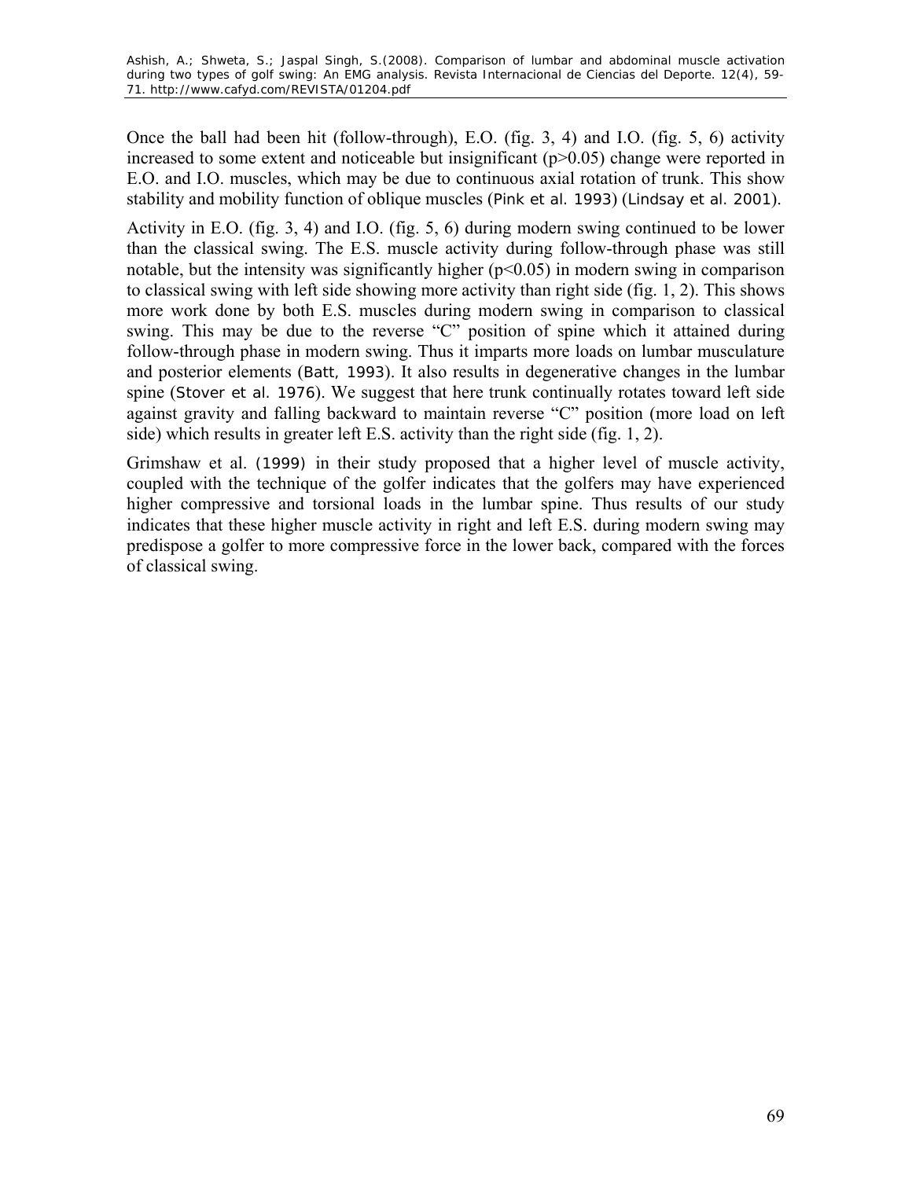Once the ball had been hit (follow-through), E.O. (fig. 3, 4) and I.O. (fig. 5, 6) activity increased to some extent and noticeable but insignificant ($p>0.05$) change were reported in E.O. and I.O. muscles, which may be due to continuous axial rotation of trunk. This show stability and mobility function of oblique muscles (Pink et al. 1993) (Lindsay et al. 2001).

Activity in E.O. (fig. 3, 4) and I.O. (fig. 5, 6) during modern swing continued to be lower than the classical swing. The E.S. muscle activity during follow-through phase was still notable, but the intensity was significantly higher ($p<0.05$) in modern swing in comparison to classical swing with left side showing more activity than right side (fig. 1, 2). This shows more work done by both E.S. muscles during modern swing in comparison to classical swing. This may be due to the reverse "C" position of spine which it attained during follow-through phase in modern swing. Thus it imparts more loads on lumbar musculature and posterior elements (Batt, 1993). It also results in degenerative changes in the lumbar spine (Stover et al. 1976). We suggest that here trunk continually rotates toward left side against gravity and falling backward to maintain reverse "C" position (more load on left side) which results in greater left E.S. activity than the right side (fig. 1, 2).

Grimshaw et al. (1999) in their study proposed that a higher level of muscle activity, coupled with the technique of the golfer indicates that the golfers may have experienced higher compressive and torsional loads in the lumbar spine. Thus results of our study indicates that these higher muscle activity in right and left E.S. during modern swing may predispose a golfer to more compressive force in the lower back, compared with the forces of classical swing.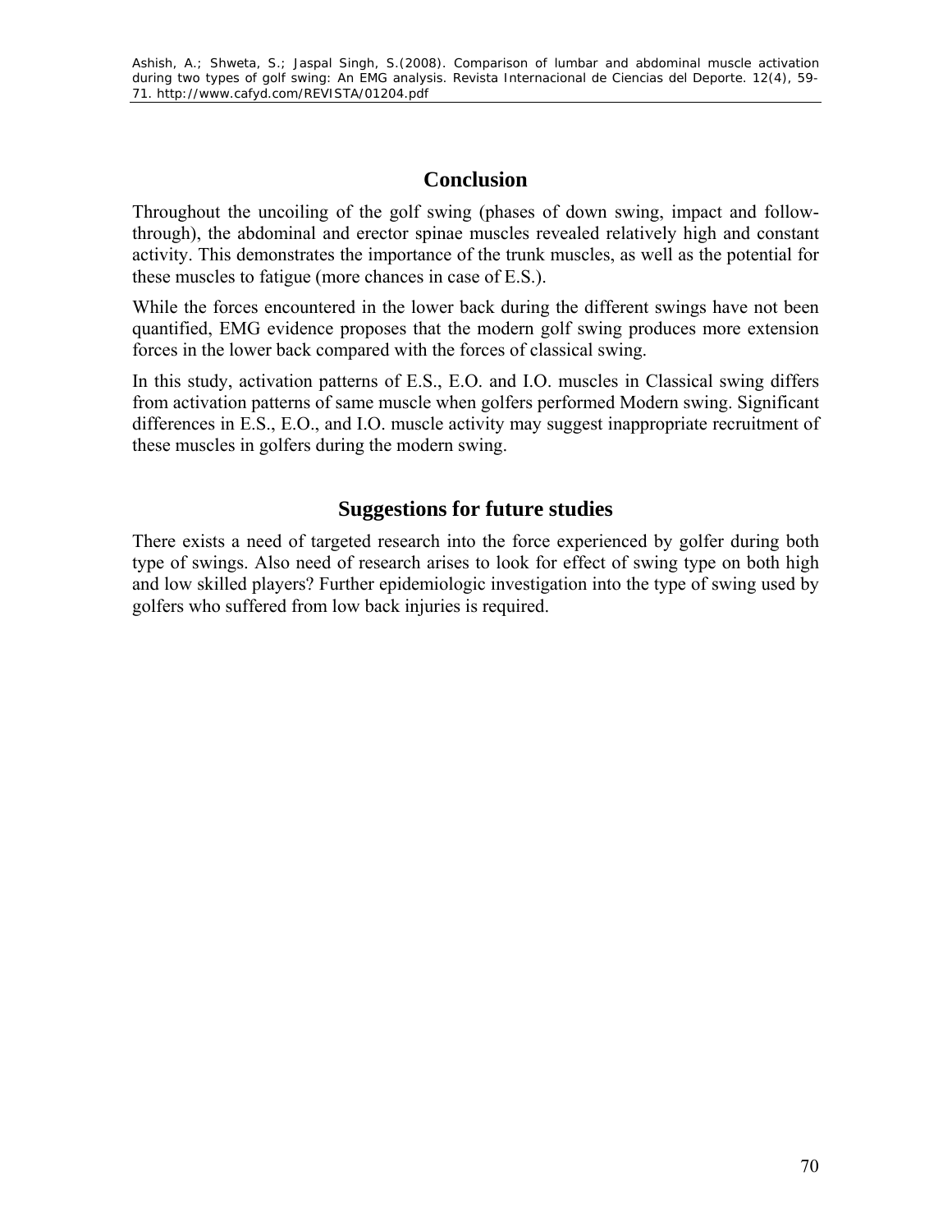## Conclusion

Throughout the uncoiling of the golf swing (phases of down swing, impact and follow-through), the abdominal and erector spinae muscles revealed relatively high and constant activity. This demonstrates the importance of the trunk muscles, as well as the potential for these muscles to fatigue (more chances in case of E.S.).

While the forces encountered in the lower back during the different swings have not been quantified, EMG evidence proposes that the modern golf swing produces more extension forces in the lower back compared with the forces of classical swing.

In this study, activation patterns of E.S., E.O. and I.O. muscles in Classical swing differs from activation patterns of same muscle when golfers performed Modern swing. Significant differences in E.S., E.O., and I.O. muscle activity may suggest inappropriate recruitment of these muscles in golfers during the modern swing.

## Suggestions for future studies

There exists a need of targeted research into the force experienced by golfer during both type of swings. Also need of research arises to look for effect of swing type on both high and low skilled players? Further epidemiologic investigation into the type of swing used by golfers who suffered from low back injuries is required.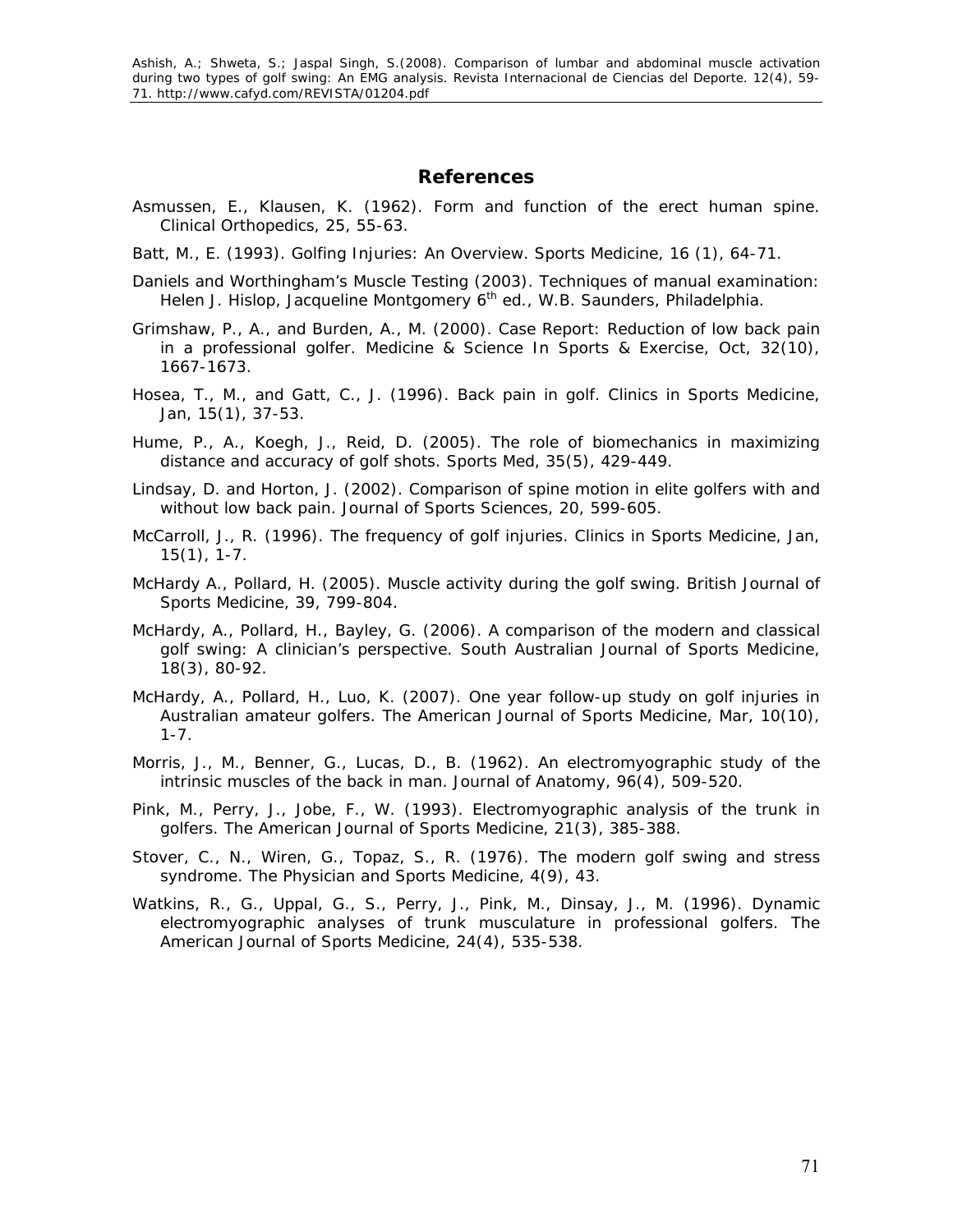## References

Asmussen, E., Klausen, K. (1962). Form and function of the erect human spine. Clinical Orthopedics, 25, 55-63.

Batt, M., E. (1993). Golfing Injuries: An Overview. Sports Medicine, 16 (1), 64-71.

Daniels and Worthingham's Muscle Testing (2003). Techniques of manual examination: Helen J. Hislop, Jacqueline Montgomery 6th ed., W.B. Saunders, Philadelphia.

Grimshaw, P., A., and Burden, A., M. (2000). Case Report: Reduction of low back pain in a professional golfer. Medicine & Science In Sports & Exercise, Oct, 32(10), 1667-1673.

Hosea, T., M., and Gatt, C., J. (1996). Back pain in golf. Clinics in Sports Medicine, Jan, 15(1), 37-53.

Hume, P., A., Koegh, J., Reid, D. (2005). The role of biomechanics in maximizing distance and accuracy of golf shots. Sports Med, 35(5), 429-449.

Lindsay, D. and Horton, J. (2002). Comparison of spine motion in elite golfers with and without low back pain. Journal of Sports Sciences, 20, 599-605.

McCarroll, J., R. (1996). The frequency of golf injuries. Clinics in Sports Medicine, Jan, 15(1), 1-7.

McHardy A., Pollard, H. (2005). Muscle activity during the golf swing. British Journal of Sports Medicine, 39, 799-804.

McHardy, A., Pollard, H., Bayley, G. (2006). A comparison of the modern and classical golf swing: A clinician's perspective. South Australian Journal of Sports Medicine, 18(3), 80-92.

McHardy, A., Pollard, H., Luo, K. (2007). One year follow-up study on golf injuries in Australian amateur golfers. The American Journal of Sports Medicine, Mar, 10(10), 1-7.

Morris, J., M., Benner, G., Lucas, D., B. (1962). An electromyographic study of the intrinsic muscles of the back in man. Journal of Anatomy, 96(4), 509-520.

Pink, M., Perry, J., Jobe, F., W. (1993). Electromyographic analysis of the trunk in golfers. The American Journal of Sports Medicine, 21(3), 385-388.

Stover, C., N., Wiren, G., Topaz, S., R. (1976). The modern golf swing and stress syndrome. The Physician and Sports Medicine, 4(9), 43.

Watkins, R., G., Uppal, G., S., Perry, J., Pink, M., Dinsay, J., M. (1996). Dynamic electromyographic analyses of trunk musculature in professional golfers. The American Journal of Sports Medicine, 24(4), 535-538.